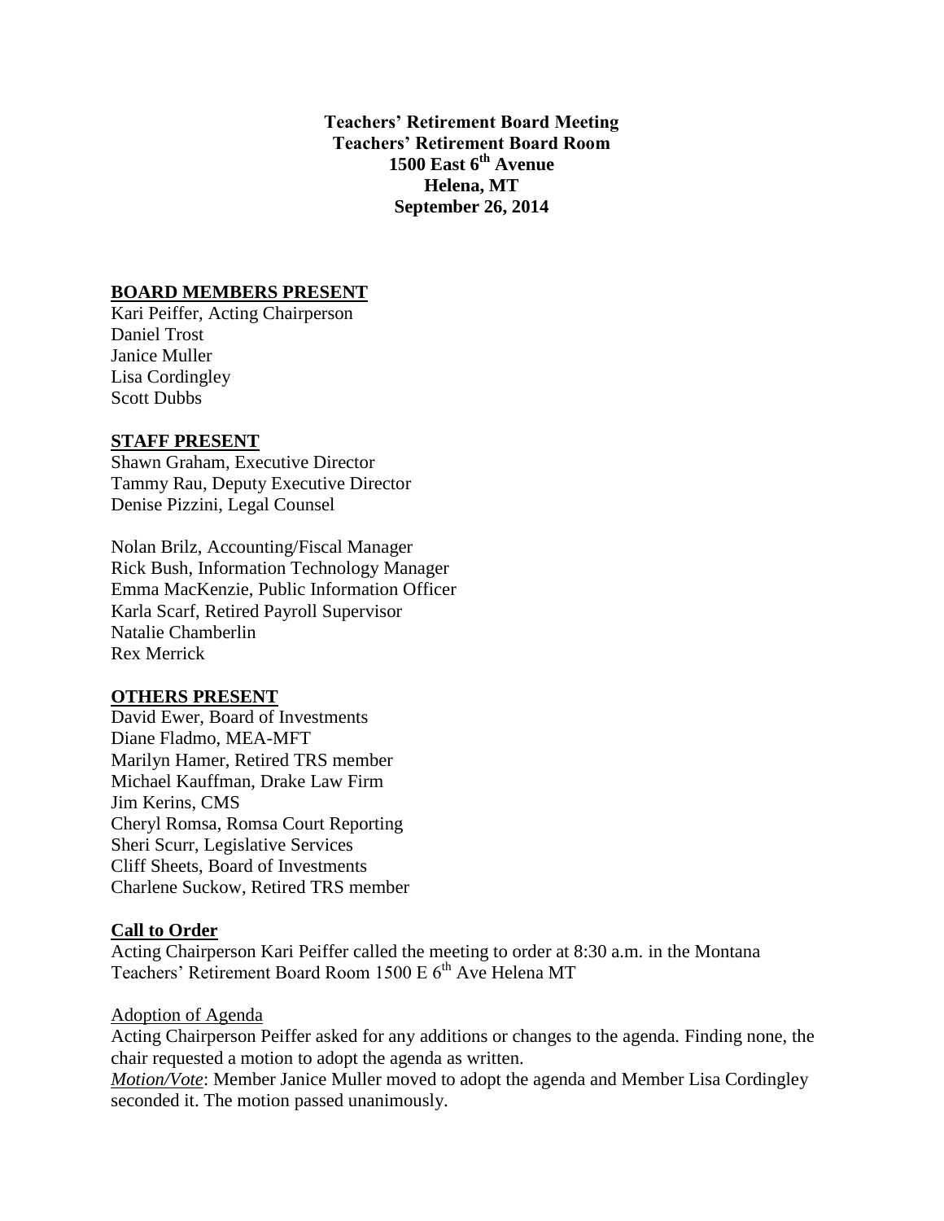**Teachers' Retirement Board Meeting**
**Teachers' Retirement Board Room**
**1500 East 6th Avenue**
**Helena, MT**
**September 26, 2014**

## BOARD MEMBERS PRESENT

Kari Peiffer, Acting Chairperson
Daniel Trost
Janice Muller
Lisa Cordingley
Scott Dubbs

## STAFF PRESENT

Shawn Graham, Executive Director
Tammy Rau, Deputy Executive Director
Denise Pizzini, Legal Counsel

Nolan Brilz, Accounting/Fiscal Manager
Rick Bush, Information Technology Manager
Emma MacKenzie, Public Information Officer
Karla Scarf, Retired Payroll Supervisor
Natalie Chamberlin
Rex Merrick

## OTHERS PRESENT

David Ewer, Board of Investments
Diane Fladmo, MEA-MFT
Marilyn Hamer, Retired TRS member
Michael Kauffman, Drake Law Firm
Jim Kerins, CMS
Cheryl Romsa, Romsa Court Reporting
Sheri Scurr, Legislative Services
Cliff Sheets, Board of Investments
Charlene Suckow, Retired TRS member

## Call to Order

Acting Chairperson Kari Peiffer called the meeting to order at 8:30 a.m. in the Montana Teachers' Retirement Board Room 1500 E 6th Ave Helena MT

### Adoption of Agenda

Acting Chairperson Peiffer asked for any additions or changes to the agenda. Finding none, the chair requested a motion to adopt the agenda as written.

*Motion/Vote*: Member Janice Muller moved to adopt the agenda and Member Lisa Cordingley seconded it. The motion passed unanimously.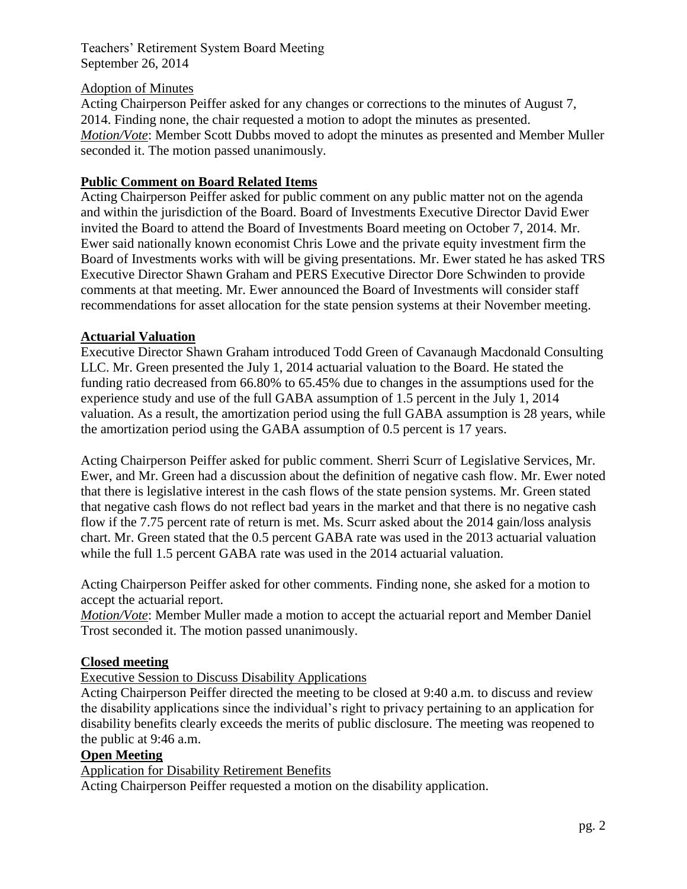Teachers' Retirement System Board Meeting
September 26, 2014

Adoption of Minutes

Acting Chairperson Peiffer asked for any changes or corrections to the minutes of August 7, 2014. Finding none, the chair requested a motion to adopt the minutes as presented.
*Motion/Vote*: Member Scott Dubbs moved to adopt the minutes as presented and Member Muller seconded it. The motion passed unanimously.

**Public Comment on Board Related Items**

Acting Chairperson Peiffer asked for public comment on any public matter not on the agenda and within the jurisdiction of the Board. Board of Investments Executive Director David Ewer invited the Board to attend the Board of Investments Board meeting on October 7, 2014. Mr. Ewer said nationally known economist Chris Lowe and the private equity investment firm the Board of Investments works with will be giving presentations. Mr. Ewer stated he has asked TRS Executive Director Shawn Graham and PERS Executive Director Dore Schwinden to provide comments at that meeting. Mr. Ewer announced the Board of Investments will consider staff recommendations for asset allocation for the state pension systems at their November meeting.

**Actuarial Valuation**

Executive Director Shawn Graham introduced Todd Green of Cavanaugh Macdonald Consulting LLC. Mr. Green presented the July 1, 2014 actuarial valuation to the Board. He stated the funding ratio decreased from 66.80% to 65.45% due to changes in the assumptions used for the experience study and use of the full GABA assumption of 1.5 percent in the July 1, 2014 valuation. As a result, the amortization period using the full GABA assumption is 28 years, while the amortization period using the GABA assumption of 0.5 percent is 17 years.

Acting Chairperson Peiffer asked for public comment. Sherri Scurr of Legislative Services, Mr. Ewer, and Mr. Green had a discussion about the definition of negative cash flow. Mr. Ewer noted that there is legislative interest in the cash flows of the state pension systems. Mr. Green stated that negative cash flows do not reflect bad years in the market and that there is no negative cash flow if the 7.75 percent rate of return is met. Ms. Scurr asked about the 2014 gain/loss analysis chart. Mr. Green stated that the 0.5 percent GABA rate was used in the 2013 actuarial valuation while the full 1.5 percent GABA rate was used in the 2014 actuarial valuation.

Acting Chairperson Peiffer asked for other comments. Finding none, she asked for a motion to accept the actuarial report.
*Motion/Vote*: Member Muller made a motion to accept the actuarial report and Member Daniel Trost seconded it. The motion passed unanimously.

**Closed meeting**

Executive Session to Discuss Disability Applications

Acting Chairperson Peiffer directed the meeting to be closed at 9:40 a.m. to discuss and review the disability applications since the individual's right to privacy pertaining to an application for disability benefits clearly exceeds the merits of public disclosure. The meeting was reopened to the public at 9:46 a.m.

**Open Meeting**

Application for Disability Retirement Benefits

Acting Chairperson Peiffer requested a motion on the disability application.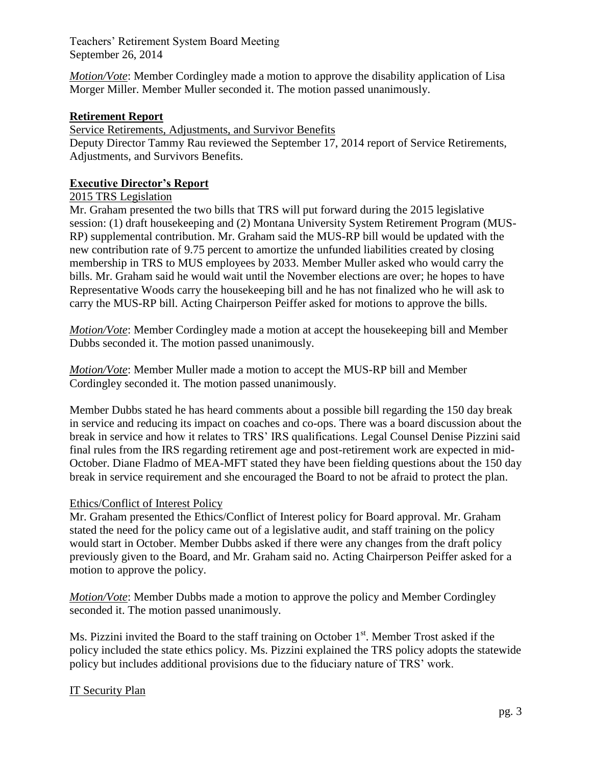*Motion/Vote*: Member Cordingley made a motion to approve the disability application of Lisa Morger Miller. Member Muller seconded it. The motion passed unanimously.

**Retirement Report**

Service Retirements, Adjustments, and Survivor Benefits

Deputy Director Tammy Rau reviewed the September 17, 2014 report of Service Retirements, Adjustments, and Survivors Benefits.

**Executive Director's Report**

2015 TRS Legislation

Mr. Graham presented the two bills that TRS will put forward during the 2015 legislative session: (1) draft housekeeping and (2) Montana University System Retirement Program (MUS-RP) supplemental contribution. Mr. Graham said the MUS-RP bill would be updated with the new contribution rate of 9.75 percent to amortize the unfunded liabilities created by closing membership in TRS to MUS employees by 2033. Member Muller asked who would carry the bills. Mr. Graham said he would wait until the November elections are over; he hopes to have Representative Woods carry the housekeeping bill and he has not finalized who he will ask to carry the MUS-RP bill. Acting Chairperson Peiffer asked for motions to approve the bills.

*Motion/Vote*: Member Cordingley made a motion at accept the housekeeping bill and Member Dubbs seconded it. The motion passed unanimously.

*Motion/Vote*: Member Muller made a motion to accept the MUS-RP bill and Member Cordingley seconded it. The motion passed unanimously.

Member Dubbs stated he has heard comments about a possible bill regarding the 150 day break in service and reducing its impact on coaches and co-ops. There was a board discussion about the break in service and how it relates to TRS' IRS qualifications. Legal Counsel Denise Pizzini said final rules from the IRS regarding retirement age and post-retirement work are expected in mid-October. Diane Fladmo of MEA-MFT stated they have been fielding questions about the 150 day break in service requirement and she encouraged the Board to not be afraid to protect the plan.

Ethics/Conflict of Interest Policy

Mr. Graham presented the Ethics/Conflict of Interest policy for Board approval. Mr. Graham stated the need for the policy came out of a legislative audit, and staff training on the policy would start in October. Member Dubbs asked if there were any changes from the draft policy previously given to the Board, and Mr. Graham said no. Acting Chairperson Peiffer asked for a motion to approve the policy.

*Motion/Vote*: Member Dubbs made a motion to approve the policy and Member Cordingley seconded it. The motion passed unanimously.

Ms. Pizzini invited the Board to the staff training on October 1st. Member Trost asked if the policy included the state ethics policy. Ms. Pizzini explained the TRS policy adopts the statewide policy but includes additional provisions due to the fiduciary nature of TRS' work.

IT Security Plan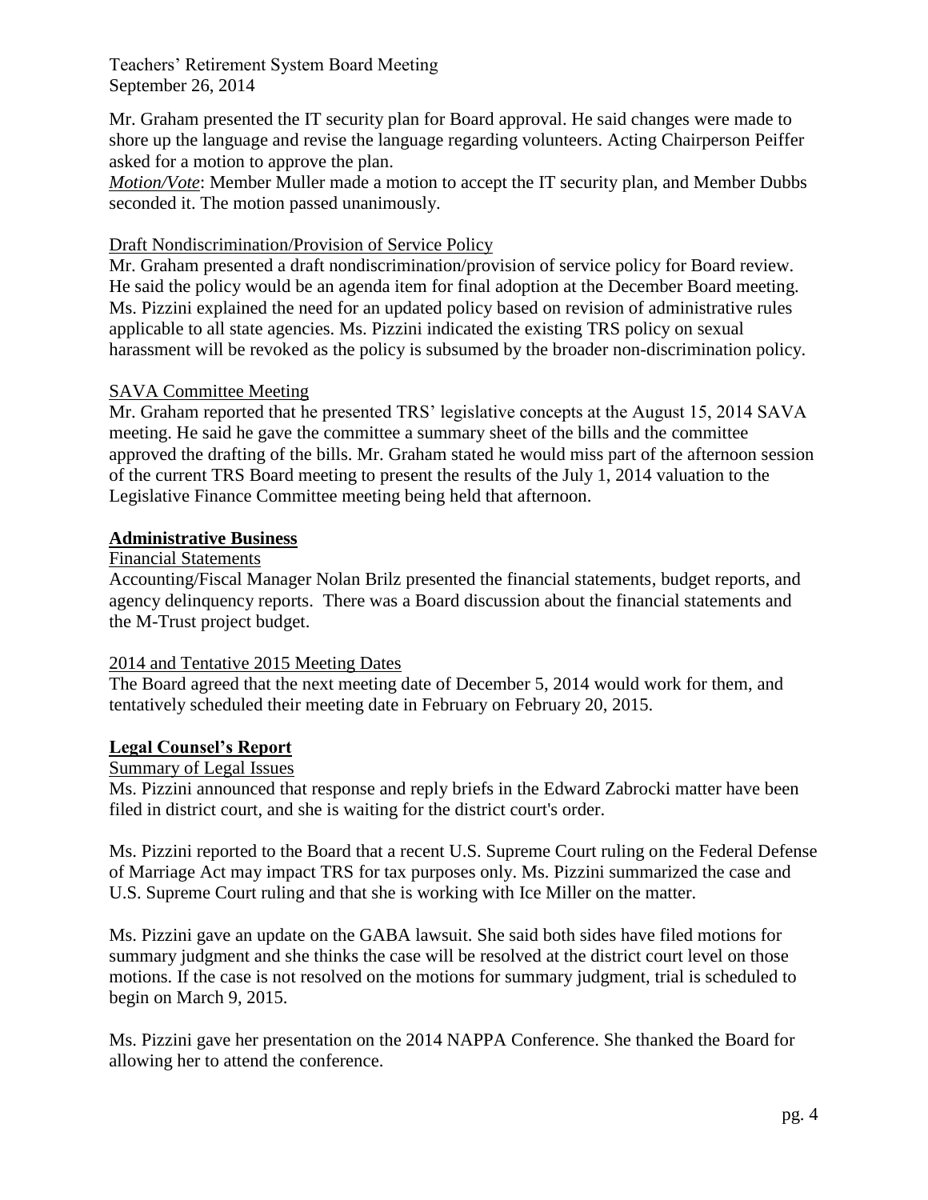Mr. Graham presented the IT security plan for Board approval. He said changes were made to shore up the language and revise the language regarding volunteers. Acting Chairperson Peiffer asked for a motion to approve the plan.

*Motion/Vote*: Member Muller made a motion to accept the IT security plan, and Member Dubbs seconded it. The motion passed unanimously.

Draft Nondiscrimination/Provision of Service Policy

Mr. Graham presented a draft nondiscrimination/provision of service policy for Board review. He said the policy would be an agenda item for final adoption at the December Board meeting. Ms. Pizzini explained the need for an updated policy based on revision of administrative rules applicable to all state agencies. Ms. Pizzini indicated the existing TRS policy on sexual harassment will be revoked as the policy is subsumed by the broader non-discrimination policy.

SAVA Committee Meeting

Mr. Graham reported that he presented TRS' legislative concepts at the August 15, 2014 SAVA meeting. He said he gave the committee a summary sheet of the bills and the committee approved the drafting of the bills. Mr. Graham stated he would miss part of the afternoon session of the current TRS Board meeting to present the results of the July 1, 2014 valuation to the Legislative Finance Committee meeting being held that afternoon.

## Administrative Business

Financial Statements

Accounting/Fiscal Manager Nolan Brilz presented the financial statements, budget reports, and agency delinquency reports. There was a Board discussion about the financial statements and the M-Trust project budget.

2014 and Tentative 2015 Meeting Dates

The Board agreed that the next meeting date of December 5, 2014 would work for them, and tentatively scheduled their meeting date in February on February 20, 2015.

## Legal Counsel's Report

Summary of Legal Issues

Ms. Pizzini announced that response and reply briefs in the Edward Zabrocki matter have been filed in district court, and she is waiting for the district court's order.

Ms. Pizzini reported to the Board that a recent U.S. Supreme Court ruling on the Federal Defense of Marriage Act may impact TRS for tax purposes only. Ms. Pizzini summarized the case and U.S. Supreme Court ruling and that she is working with Ice Miller on the matter.

Ms. Pizzini gave an update on the GABA lawsuit. She said both sides have filed motions for summary judgment and she thinks the case will be resolved at the district court level on those motions. If the case is not resolved on the motions for summary judgment, trial is scheduled to begin on March 9, 2015.

Ms. Pizzini gave her presentation on the 2014 NAPPA Conference. She thanked the Board for allowing her to attend the conference.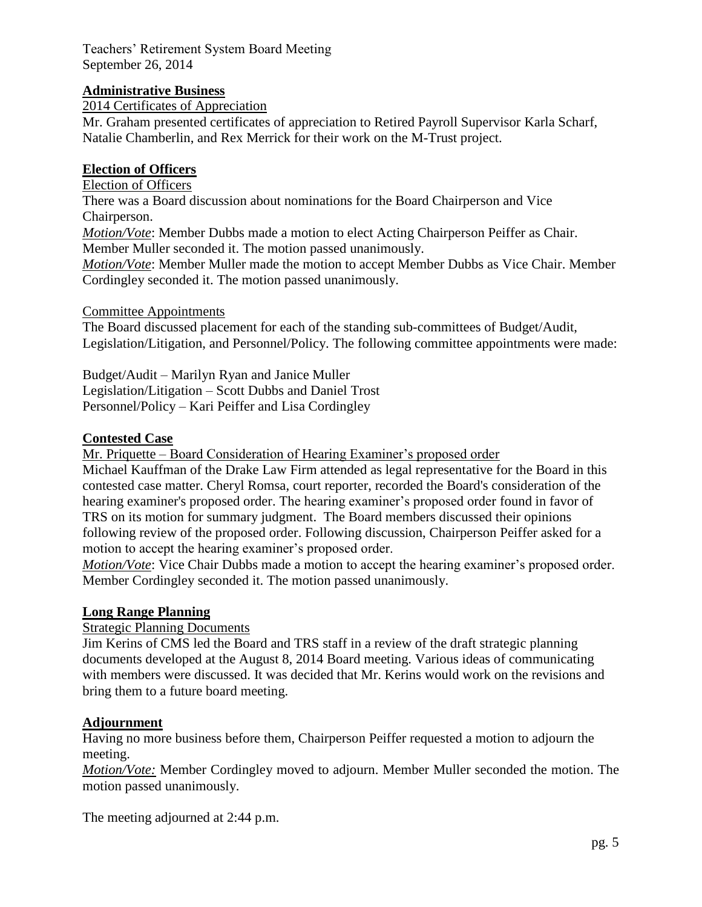## Administrative Business

2014 Certificates of Appreciation

Mr. Graham presented certificates of appreciation to Retired Payroll Supervisor Karla Scharf, Natalie Chamberlin, and Rex Merrick for their work on the M-Trust project.

## Election of Officers

Election of Officers

There was a Board discussion about nominations for the Board Chairperson and Vice Chairperson.

*Motion/Vote*: Member Dubbs made a motion to elect Acting Chairperson Peiffer as Chair. Member Muller seconded it. The motion passed unanimously.

*Motion/Vote*: Member Muller made the motion to accept Member Dubbs as Vice Chair. Member Cordingley seconded it. The motion passed unanimously.

Committee Appointments

The Board discussed placement for each of the standing sub-committees of Budget/Audit, Legislation/Litigation, and Personnel/Policy. The following committee appointments were made:

Budget/Audit – Marilyn Ryan and Janice Muller
Legislation/Litigation – Scott Dubbs and Daniel Trost
Personnel/Policy – Kari Peiffer and Lisa Cordingley

## Contested Case

Mr. Priquette – Board Consideration of Hearing Examiner's proposed order

Michael Kauffman of the Drake Law Firm attended as legal representative for the Board in this contested case matter. Cheryl Romsa, court reporter, recorded the Board's consideration of the hearing examiner's proposed order. The hearing examiner's proposed order found in favor of TRS on its motion for summary judgment. The Board members discussed their opinions following review of the proposed order. Following discussion, Chairperson Peiffer asked for a motion to accept the hearing examiner's proposed order.

*Motion/Vote*: Vice Chair Dubbs made a motion to accept the hearing examiner's proposed order. Member Cordingley seconded it. The motion passed unanimously.

## Long Range Planning

Strategic Planning Documents

Jim Kerins of CMS led the Board and TRS staff in a review of the draft strategic planning documents developed at the August 8, 2014 Board meeting. Various ideas of communicating with members were discussed. It was decided that Mr. Kerins would work on the revisions and bring them to a future board meeting.

## Adjournment

Having no more business before them, Chairperson Peiffer requested a motion to adjourn the meeting.

*Motion/Vote:* Member Cordingley moved to adjourn. Member Muller seconded the motion. The motion passed unanimously.

The meeting adjourned at 2:44 p.m.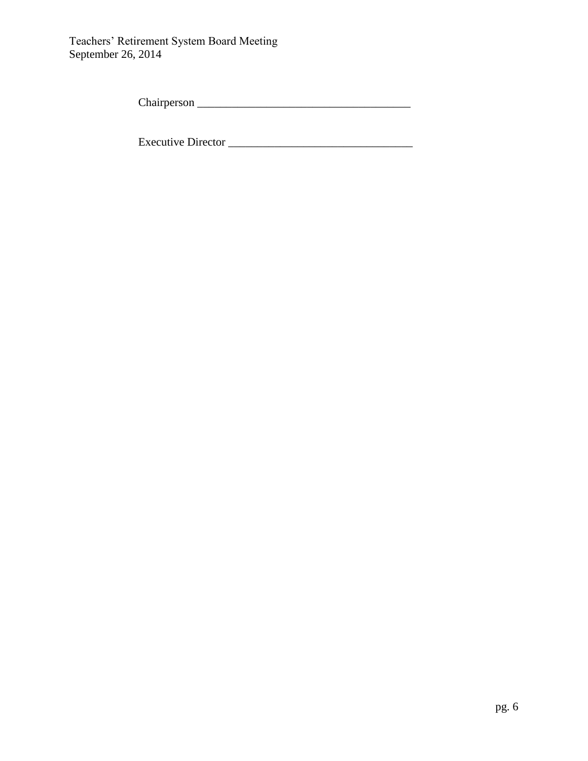Chairperson _____________________________________

Executive Director ________________________________